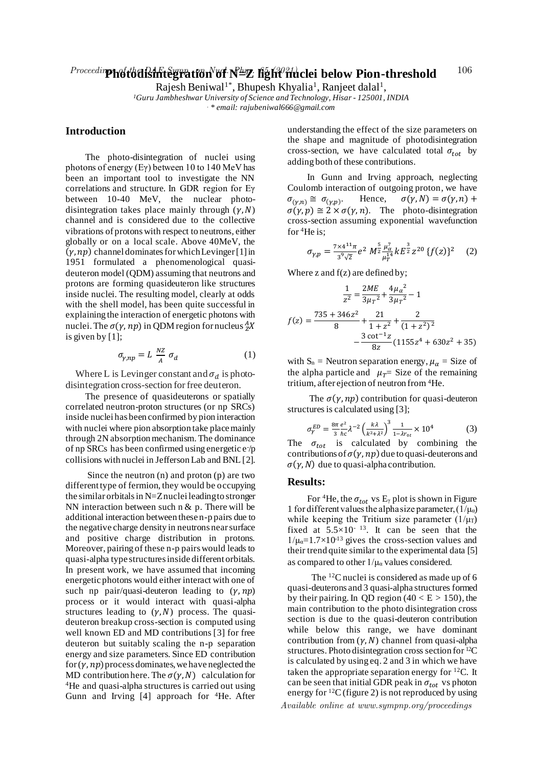# Photodisintegration of N=Z light nuclei below Pion-threshold

Rajesh Beniwal[1*], Bhupesh Khyalia[1], Ranjeet dalal[1],

*[1]Guru Jambheshwar University of Science and Technology, Hisar - 125001, INDIA*

*\* email: rajubeniwal666@gmail.com*

## Introduction

The photo-disintegration of nuclei using photons of energy (Eγ) between 10 to 140 MeV has been an important tool to investigate the NN correlations and structure. In GDR region for Eγ between 10-40 MeV, the nuclear photo-disintegration takes place mainly through $(\gamma, N)$ channel and is considered due to the collective vibrations of protons with respect to neutrons, either globally or on a local scale. Above 40MeV, the $(\gamma, np)$ channel dominates for which Levinger [1] in 1951 formulated a phenomenological quasi-deuteron model (QDM) assuming that neutrons and protons are forming quasideuteron like structures inside nuclei. The resulting model, clearly at odds with the shell model, has been quite successful in explaining the interaction of energetic photons with nuclei. The $\sigma(\gamma, np)$ in QDM region for nucleus ${}^{A}_{Z}X$ is given by [1];

$$\sigma_{\gamma,np} = L \; \frac{NZ}{A} \; \sigma_d \qquad (1)$$

Where L is Levinger constant and $\sigma_d$ is photo-disintegration cross-section for free deuteron.

The presence of quasideuterons or spatially correlated neutron-proton structures (or np SRCs) inside nuclei has been confirmed by pion interaction with nuclei where pion absorption take place mainly through 2N absorption mechanism. The dominance of np SRCs has been confirmed using energetic e⁻/p collisions with nuclei in Jefferson Lab and BNL [2].

Since the neutron (n) and proton (p) are two different type of fermion, they would be occupying the similar orbitals in N=Z nuclei leading to stronger NN interaction between such n & p. There will be additional interaction between these n-p pairs due to the negative charge density in neutrons near surface and positive charge distribution in protons. Moreover, pairing of these n-p pairs would leads to quasi-alpha type structures inside different orbitals. In present work, we have assumed that incoming energetic photons would either interact with one of such np pair/quasi-deuteron leading to $(\gamma, np)$ process or it would interact with quasi-alpha structures leading to $(\gamma, N)$ process. The quasi-deuteron breakup cross-section is computed using well known ED and MD contributions [3] for free deuteron but suitably scaling the n-p separation energy and size parameters. Since ED contribution for $(\gamma, np)$ process dominates, we have neglected the MD contribution here. The $\sigma(\gamma, N)$ calculation for $^4$He and quasi-alpha structures is carried out using Gunn and Irving [4] approach for $^4$He. After understanding the effect of the size parameters on the shape and magnitude of photodisintegration cross-section, we have calculated total $\sigma_{tot}$ by adding both of these contributions.

In Gunn and Irving approach, neglecting Coulomb interaction of outgoing proton, we have $\sigma_{(\gamma,n)} \cong \sigma_{(\gamma,p)}$. Hence, $\sigma(\gamma, N) = \sigma(\gamma, n) + \sigma(\gamma, p) \cong 2 \times \sigma(\gamma, n)$. The photo-disintegration cross-section assuming exponential wavefunction for $^4$He is;

$$\sigma_{\gamma,p} = \frac{7 \times 4^{11}\pi}{3^9\sqrt{2}} e^2 \; M^{\frac{5}{2}} \frac{\mu_\alpha^7}{\mu_T^{14}} k E^{\frac{3}{2}} z^{20} \{f(z)\}^2 \qquad (2)$$

Where z and f(z) are defined by;

$$\frac{1}{z^2} = \frac{2ME}{3{\mu_T}^2} + \frac{4{\mu_\alpha}^2}{3{\mu_T}^2} - 1$$

$$f(z) = \frac{735 + 346z^2}{8} + \frac{21}{1+z^2} + \frac{2}{(1+z^2)^2} - \frac{3\cot^{-1}z}{8z}(1155z^4 + 630z^2 + 35)$$

with $S_n$ = Neutron separation energy, $\mu_\alpha$ = Size of the alpha particle and $\mu_T$= Size of the remaining tritium, after ejection of neutron from $^4$He.

The $\sigma(\gamma, np)$ contribution for quasi-deuteron structures is calculated using [3];

$$\sigma_\gamma^{ED} = \frac{8\pi}{3}\frac{e^2}{\hbar c}\lambda^{-2}\left(\frac{k\lambda}{k^2+\lambda^2}\right)^3 \frac{1}{1-\lambda r_{ot}} \times 10^4 \qquad (3)$$

The $\sigma_{tot}$ is calculated by combining the contributions of $\sigma(\gamma, np)$ due to quasi-deuterons and $\sigma(\gamma, N)$ due to quasi-alpha contribution.

## Results:

For $^4$He, the $\sigma_{tot}$ vs $E_\gamma$ plot is shown in Figure 1 for different values the alpha size parameter, $(1/\mu_\alpha)$ while keeping the Tritium size parameter $(1/\mu_T)$ fixed at $5.5\times10^{-13}$. It can be seen that the $1/\mu_\alpha=1.7\times10^{-13}$ gives the cross-section values and their trend quite similar to the experimental data [5] as compared to other $1/\mu_\alpha$ values considered.

The $^{12}$C nuclei is considered as made up of 6 quasi-deuterons and 3 quasi-alpha structures formed by their pairing. In QD region (40 < E > 150), the main contribution to the photo disintegration cross section is due to the quasi-deuteron contribution while below this range, we have dominant contribution from $(\gamma, N)$ channel from quasi-alpha structures. Photo disintegration cross section for $^{12}$C is calculated by using eq. 2 and 3 in which we have taken the appropriate separation energy for $^{12}$C. It can be seen that initial GDR peak in $\sigma_{tot}$ vs photon energy for $^{12}$C (figure 2) is not reproduced by using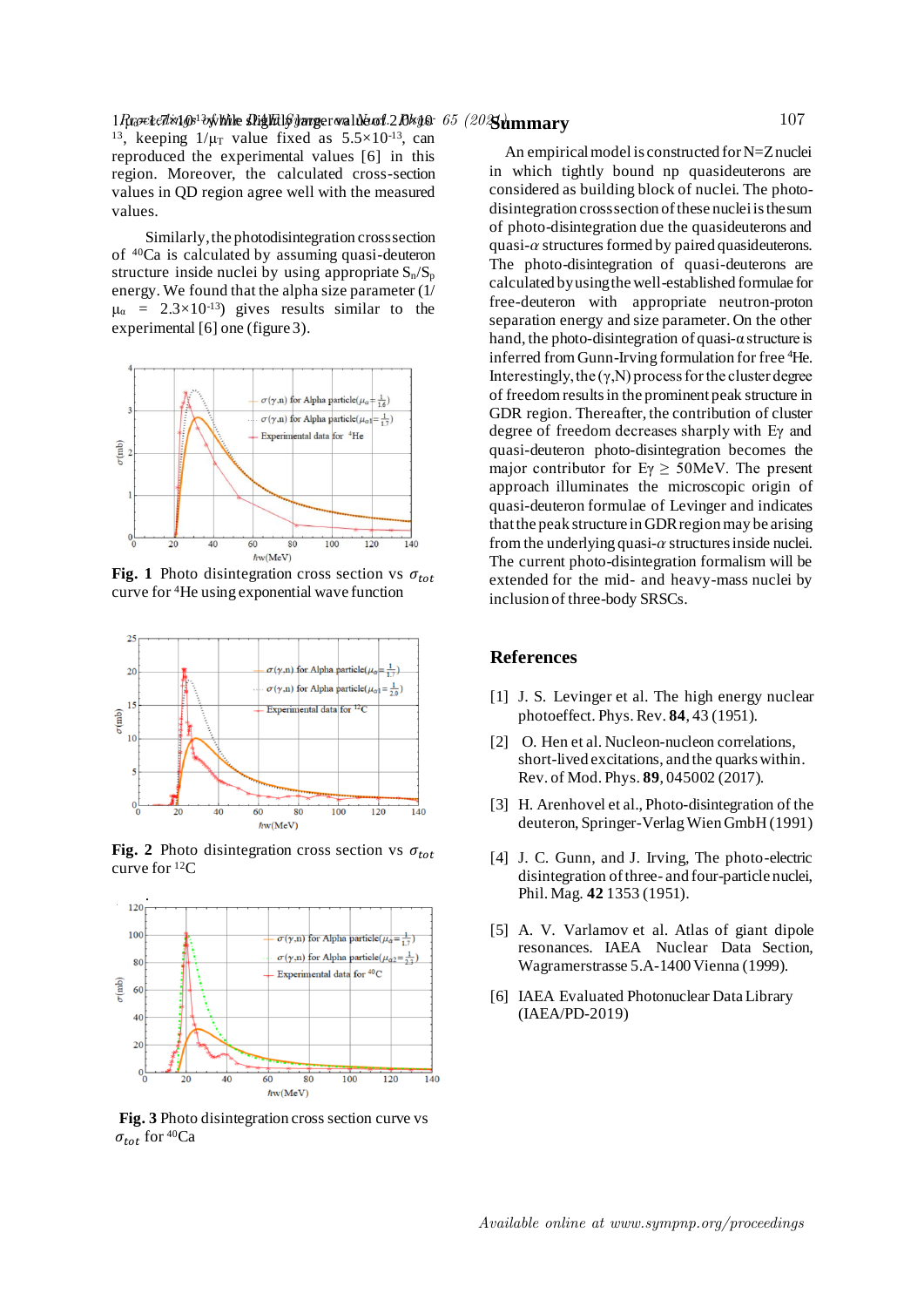$1/\mu_\alpha = 1.7\times10^{-13}$ while slightly larger value of $2.0\times10^{-13}$, keeping $1/\mu_T$ value fixed as $5.5\times10^{-13}$, can reproduced the experimental values [6] in this region. Moreover, the calculated cross-section values in QD region agree well with the measured values.

Similarly, the photodisintegration cross section of $^{40}$Ca is calculated by assuming quasi-deuteron structure inside nuclei by using appropriate $S_n/S_p$ energy. We found that the alpha size parameter ($1/\mu_\alpha = 2.3\times10^{-13}$) gives results similar to the experimental [6] one (figure 3).

σ(mb)
ħw(MeV)
σ(γ,n) for Alpha particle($\mu_\alpha=\frac{1}{1.6}$)
σ(γ,n) for Alpha particle($\mu_{\alpha 1}=\frac{1}{1.7}$)
Experimental data for $^4$He

**Fig. 1** Photo disintegration cross section vs $\sigma_{tot}$ curve for $^4$He using exponential wave function

σ(mb)
ħw(MeV)
σ(γ,n) for Alpha particle($\mu_\alpha=\frac{1}{1.7}$)
σ(γ,n) for Alpha particle($\mu_{\alpha 1}=\frac{1}{2.0}$)
Experimental data for $^{12}$C

**Fig. 2** Photo disintegration cross section vs $\sigma_{tot}$ curve for $^{12}$C

σ(mb)
ħw(MeV)
σ(γ,n) for Alpha particle($\mu_\alpha=\frac{1}{1.7}$)
σ(γ,n) for Alpha particle($\mu_{\alpha 2}=\frac{1}{2.3}$)
Experimental data for $^{40}$C

**Fig. 3** Photo disintegration cross section curve vs $\sigma_{tot}$ for $^{40}$Ca

## Summary

An empirical model is constructed for N=Z nuclei in which tightly bound np quasideuterons are considered as building block of nuclei. The photo-disintegration cross section of these nuclei is the sum of photo-disintegration due the quasideuterons and quasi-$\alpha$ structures formed by paired quasideuterons. The photo-disintegration of quasi-deuterons are calculated by using the well-established formulae for free-deuteron with appropriate neutron-proton separation energy and size parameter. On the other hand, the photo-disintegration of quasi-α structure is inferred from Gunn-Irving formulation for free $^4$He. Interestingly, the (γ,N) process for the cluster degree of freedom results in the prominent peak structure in GDR region. Thereafter, the contribution of cluster degree of freedom decreases sharply with Eγ and quasi-deuteron photo-disintegration becomes the major contributor for Eγ ≥ 50MeV. The present approach illuminates the microscopic origin of quasi-deuteron formulae of Levinger and indicates that the peak structure in GDR region may be arising from the underlying quasi-$\alpha$ structures inside nuclei. The current photo-disintegration formalism will be extended for the mid- and heavy-mass nuclei by inclusion of three-body SRSCs.

## References

[1] J. S. Levinger et al. The high energy nuclear photoeffect. Phys. Rev. **84**, 43 (1951).

[2] O. Hen et al. Nucleon-nucleon correlations, short-lived excitations, and the quarks within. Rev. of Mod. Phys. **89**, 045002 (2017).

[3] H. Arenhovel et al., Photo-disintegration of the deuteron, Springer-Verlag Wien GmbH (1991)

[4] J. C. Gunn, and J. Irving, The photo-electric disintegration of three- and four-particle nuclei, Phil. Mag. **42** 1353 (1951).

[5] A. V. Varlamov et al. Atlas of giant dipole resonances. IAEA Nuclear Data Section, Wagramerstrasse 5.A-1400 Vienna (1999).

[6] IAEA Evaluated Photonuclear Data Library (IAEA/PD-2019)